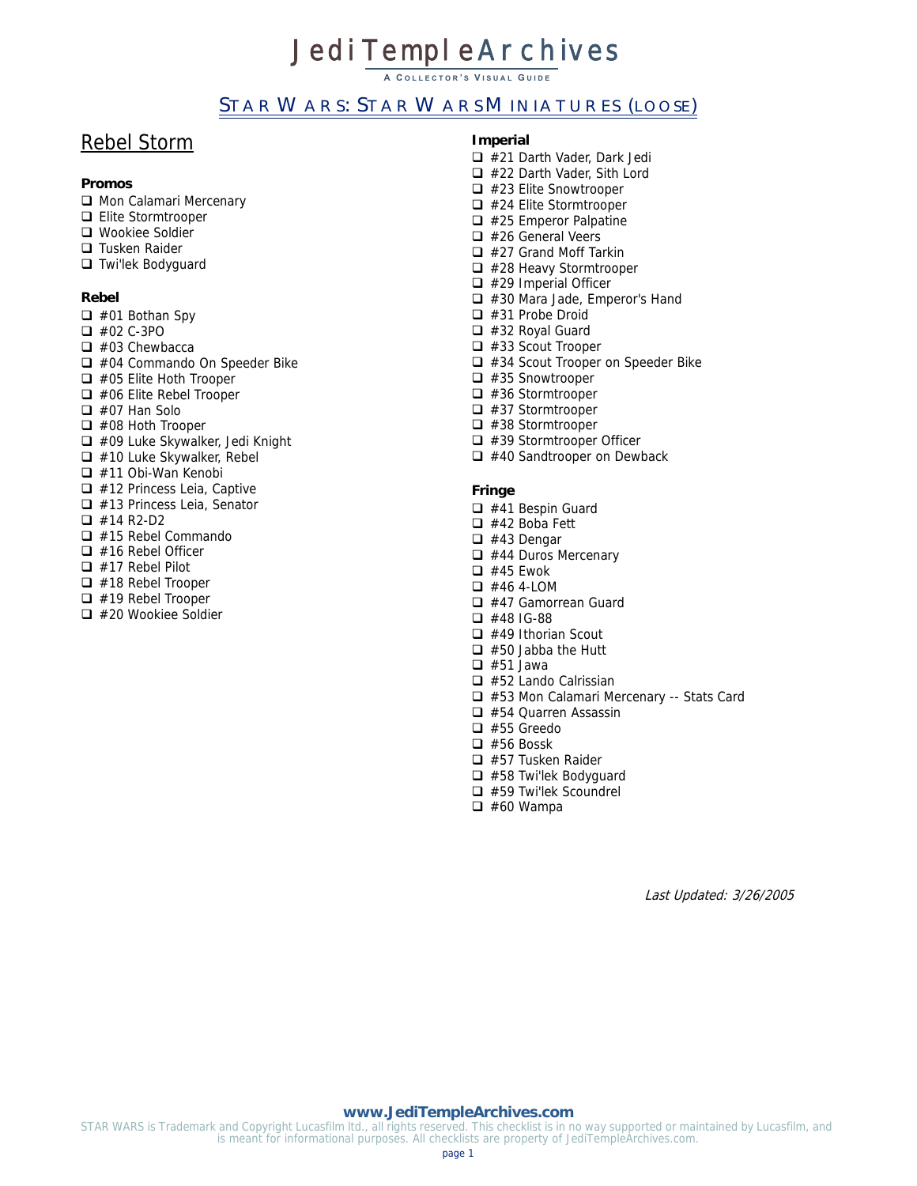# JediTempleArchives

A COLLECTOR'S VISUAL GUIDE

## STAR WARS: STAR WARS MINIATURES (LOOSE)

## Rebel Storm

**Promos**

- ❑ Mon Calamari Mercenary
- ❑ Elite Stormtrooper
- ❑ Wookiee Soldier
- ❑ Tusken Raider
- ❑ Twi'lek Bodyguard

**Rebel**

- ❑ #01 Bothan Spy
- ❑ #02 C-3PO
- ❑ #03 Chewbacca
- ❑ #04 Commando On Speeder Bike
- ❑ #05 Elite Hoth Trooper
- ❑ #06 Elite Rebel Trooper
- ❑ #07 Han Solo
- ❑ #08 Hoth Trooper
- ❑ #09 Luke Skywalker, Jedi Knight
- ❑ #10 Luke Skywalker, Rebel
- ❑ #11 Obi-Wan Kenobi
- ❑ #12 Princess Leia, Captive
- ❑ #13 Princess Leia, Senator
- ❑ #14 R2-D2
- ❑ #15 Rebel Commando
- ❑ #16 Rebel Officer
- ❑ #17 Rebel Pilot
- ❑ #18 Rebel Trooper
- ❑ #19 Rebel Trooper
- ❑ #20 Wookiee Soldier

**Imperial**

- ❑ #21 Darth Vader, Dark Jedi
- ❑ #22 Darth Vader, Sith Lord
- ❑ #23 Elite Snowtrooper
- ❑ #24 Elite Stormtrooper
- ❑ #25 Emperor Palpatine
- ❑ #26 General Veers
- ❑ #27 Grand Moff Tarkin
- ❑ #28 Heavy Stormtrooper
- ❑ #29 Imperial Officer
- ❑ #30 Mara Jade, Emperor's Hand
- ❑ #31 Probe Droid
- ❑ #32 Royal Guard
- ❑ #33 Scout Trooper
- ❑ #34 Scout Trooper on Speeder Bike
- ❑ #35 Snowtrooper
- ❑ #36 Stormtrooper
- ❑ #37 Stormtrooper
- ❑ #38 Stormtrooper
- ❑ #39 Stormtrooper Officer
- ❑ #40 Sandtrooper on Dewback

**Fringe**

- ❑ #41 Bespin Guard
- ❑ #42 Boba Fett
- ❑ #43 Dengar
- ❑ #44 Duros Mercenary
- ❑ #45 Ewok
- ❑ #46 4-LOM
- ❑ #47 Gamorrean Guard
- ❑ #48 IG-88
- ❑ #49 Ithorian Scout
- ❑ #50 Jabba the Hutt
- ❑ #51 Jawa
- ❑ #52 Lando Calrissian
- ❑ #53 Mon Calamari Mercenary -- Stats Card
- ❑ #54 Quarren Assassin
- ❑ #55 Greedo
- ❑ #56 Bossk
- ❑ #57 Tusken Raider
- ❑ #58 Twi'lek Bodyguard
- ❑ #59 Twi'lek Scoundrel
- ❑ #60 Wampa

*Last Updated: 3/26/2005*

**www.JediTempleArchives.com**

STAR WARS is Trademark and Copyright Lucasfilm ltd., all rights reserved. This checklist is in no way supported or maintained by Lucasfilm, and is meant for informational purposes. All checklists are property of JediTempleArchives.com.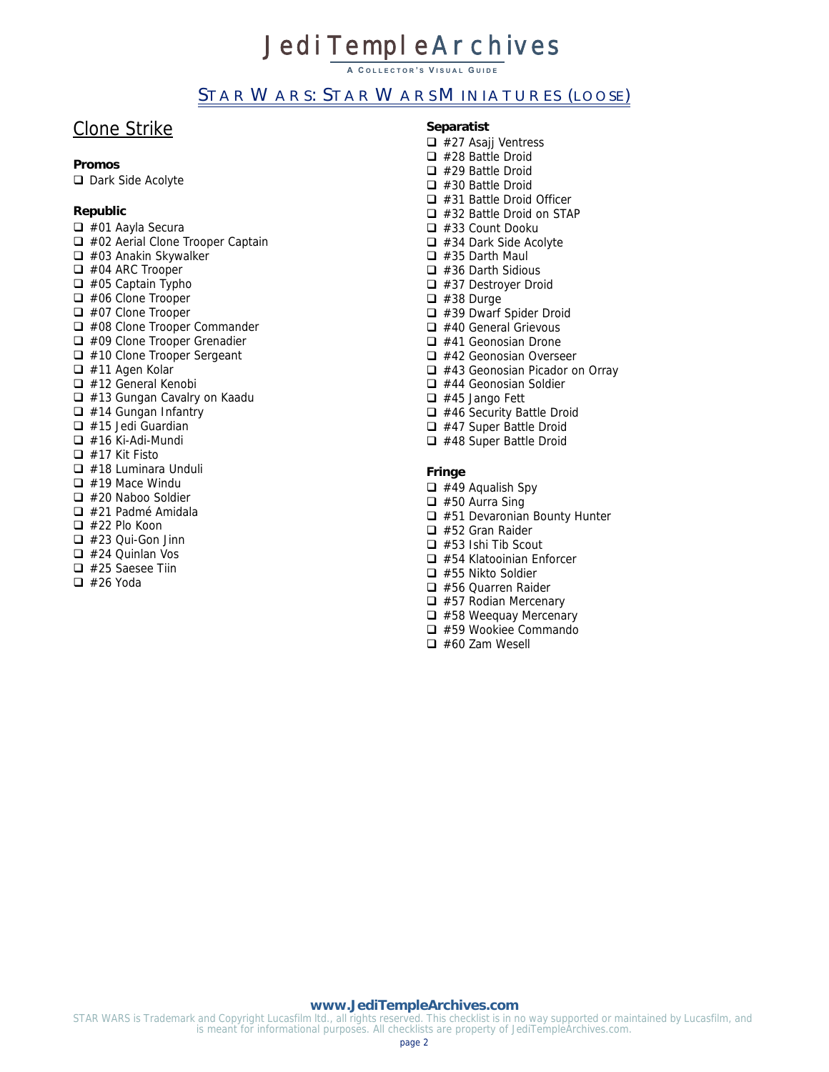# Jedi Temple Archives

A COLLECTOR'S VISUAL GUIDE

## STAR WARS: STAR WARS MINIATURES (LOOSE)

## Clone Strike

### Promos

- ❑ Dark Side Acolyte

### Republic

- ❑ #01 Aayla Secura
- ❑ #02 Aerial Clone Trooper Captain
- ❑ #03 Anakin Skywalker
- ❑ #04 ARC Trooper
- ❑ #05 Captain Typho
- ❑ #06 Clone Trooper
- ❑ #07 Clone Trooper
- ❑ #08 Clone Trooper Commander
- ❑ #09 Clone Trooper Grenadier
- ❑ #10 Clone Trooper Sergeant
- ❑ #11 Agen Kolar
- ❑ #12 General Kenobi
- ❑ #13 Gungan Cavalry on Kaadu
- ❑ #14 Gungan Infantry
- ❑ #15 Jedi Guardian
- ❑ #16 Ki-Adi-Mundi
- ❑ #17 Kit Fisto
- ❑ #18 Luminara Unduli
- ❑ #19 Mace Windu
- ❑ #20 Naboo Soldier
- ❑ #21 Padmé Amidala
- ❑ #22 Plo Koon
- ❑ #23 Qui-Gon Jinn
- ❑ #24 Quinlan Vos
- ❑ #25 Saesee Tiin
- ❑ #26 Yoda

### Separatist

- ❑ #27 Asajj Ventress
- ❑ #28 Battle Droid
- ❑ #29 Battle Droid
- ❑ #30 Battle Droid
- ❑ #31 Battle Droid Officer
- ❑ #32 Battle Droid on STAP
- ❑ #33 Count Dooku
- ❑ #34 Dark Side Acolyte
- ❑ #35 Darth Maul
- ❑ #36 Darth Sidious
- ❑ #37 Destroyer Droid
- ❑ #38 Durge
- ❑ #39 Dwarf Spider Droid
- ❑ #40 General Grievous
- ❑ #41 Geonosian Drone
- ❑ #42 Geonosian Overseer
- ❑ #43 Geonosian Picador on Orray
- ❑ #44 Geonosian Soldier
- ❑ #45 Jango Fett
- ❑ #46 Security Battle Droid
- ❑ #47 Super Battle Droid
- ❑ #48 Super Battle Droid

### Fringe

- ❑ #49 Aqualish Spy
- ❑ #50 Aurra Sing
- ❑ #51 Devaronian Bounty Hunter
- ❑ #52 Gran Raider
- ❑ #53 Ishi Tib Scout
- ❑ #54 Klatooinian Enforcer
- ❑ #55 Nikto Soldier
- ❑ #56 Quarren Raider
- ❑ #57 Rodian Mercenary
- ❑ #58 Weequay Mercenary
- ❑ #59 Wookiee Commando
- ❑ #60 Zam Wesell

**www.JediTempleArchives.com**

STAR WARS is Trademark and Copyright Lucasfilm ltd., all rights reserved. This checklist is in no way supported or maintained by Lucasfilm, and is meant for informational purposes. All checklists are property of JediTempleArchives.com.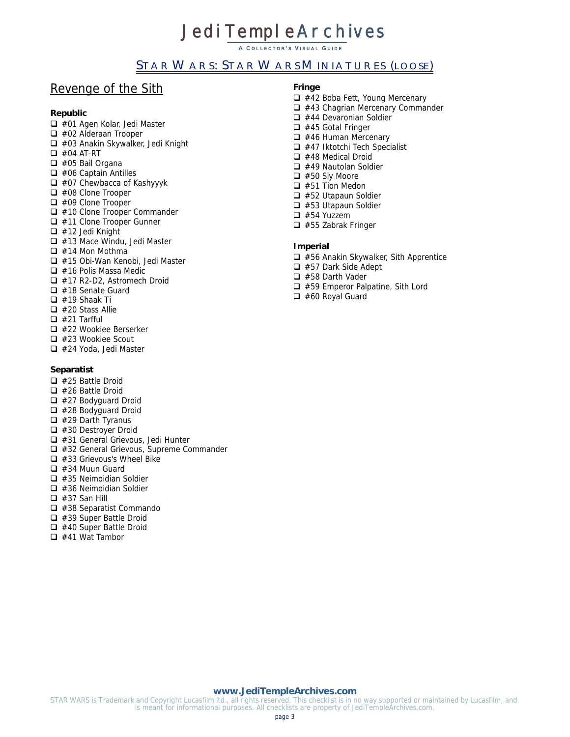## Revenge of the Sith

**Republic**

- ☐ #01 Agen Kolar, Jedi Master
- ☐ #02 Alderaan Trooper
- ☐ #03 Anakin Skywalker, Jedi Knight
- ☐ #04 AT-RT
- ☐ #05 Bail Organa
- ☐ #06 Captain Antilles
- ☐ #07 Chewbacca of Kashyyyk
- ☐ #08 Clone Trooper
- ☐ #09 Clone Trooper
- ☐ #10 Clone Trooper Commander
- ☐ #11 Clone Trooper Gunner
- ☐ #12 Jedi Knight
- ☐ #13 Mace Windu, Jedi Master
- ☐ #14 Mon Mothma
- ☐ #15 Obi-Wan Kenobi, Jedi Master
- ☐ #16 Polis Massa Medic
- ☐ #17 R2-D2, Astromech Droid
- ☐ #18 Senate Guard
- ☐ #19 Shaak Ti
- ☐ #20 Stass Allie
- ☐ #21 Tarfful
- ☐ #22 Wookiee Berserker
- ☐ #23 Wookiee Scout
- ☐ #24 Yoda, Jedi Master

**Separatist**

- ☐ #25 Battle Droid
- ☐ #26 Battle Droid
- ☐ #27 Bodyguard Droid
- ☐ #28 Bodyguard Droid
- ☐ #29 Darth Tyranus
- ☐ #30 Destroyer Droid
- ☐ #31 General Grievous, Jedi Hunter
- ☐ #32 General Grievous, Supreme Commander
- ☐ #33 Grievous's Wheel Bike
- ☐ #34 Muun Guard
- ☐ #35 Neimoidian Soldier
- ☐ #36 Neimoidian Soldier
- ☐ #37 San Hill
- ☐ #38 Separatist Commando
- ☐ #39 Super Battle Droid
- ☐ #40 Super Battle Droid
- ☐ #41 Wat Tambor

**Fringe**

- ☐ #42 Boba Fett, Young Mercenary
- ☐ #43 Chagrian Mercenary Commander
- ☐ #44 Devaronian Soldier
- ☐ #45 Gotal Fringer
- ☐ #46 Human Mercenary
- ☐ #47 Iktotchi Tech Specialist
- ☐ #48 Medical Droid
- ☐ #49 Nautolan Soldier
- ☐ #50 Sly Moore
- ☐ #51 Tion Medon
- ☐ #52 Utapaun Soldier
- ☐ #53 Utapaun Soldier
- ☐ #54 Yuzzem
- ☐ #55 Zabrak Fringer

**Imperial**

- ☐ #56 Anakin Skywalker, Sith Apprentice
- ☐ #57 Dark Side Adept
- ☐ #58 Darth Vader
- ☐ #59 Emperor Palpatine, Sith Lord
- ☐ #60 Royal Guard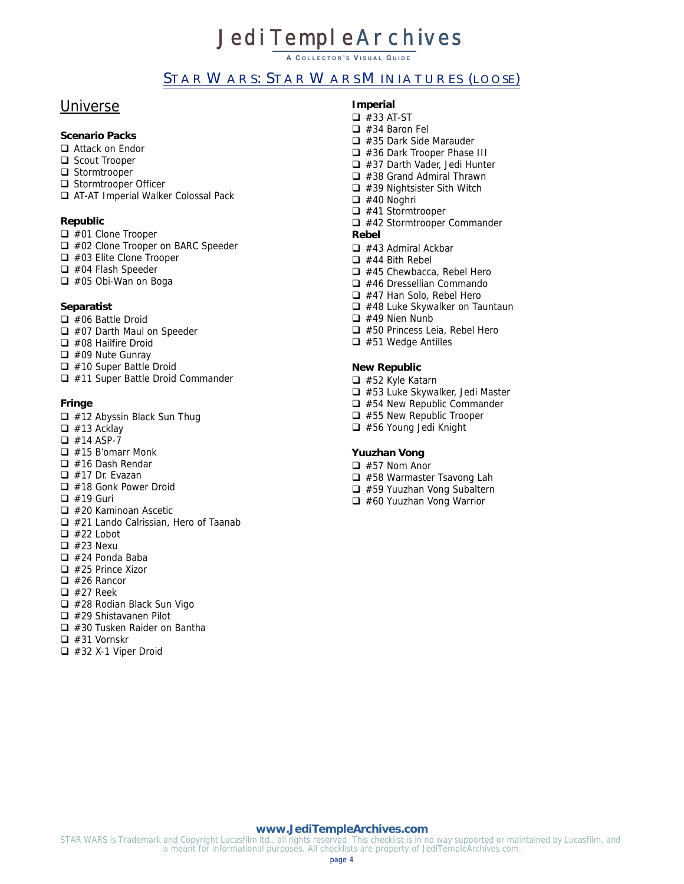# JediTempleArchives

A COLLECTOR'S VISUAL GUIDE

## STAR WARS: STAR WARS MINIATURES (LOOSE)

## Universe

### Scenario Packs

- ❑ Attack on Endor
- ❑ Scout Trooper
- ❑ Stormtrooper
- ❑ Stormtrooper Officer
- ❑ AT-AT Imperial Walker Colossal Pack

### Republic

- ❑ #01 Clone Trooper
- ❑ #02 Clone Trooper on BARC Speeder
- ❑ #03 Elite Clone Trooper
- ❑ #04 Flash Speeder
- ❑ #05 Obi-Wan on Boga

### Separatist

- ❑ #06 Battle Droid
- ❑ #07 Darth Maul on Speeder
- ❑ #08 Hailfire Droid
- ❑ #09 Nute Gunray
- ❑ #10 Super Battle Droid
- ❑ #11 Super Battle Droid Commander

### Fringe

- ❑ #12 Abyssin Black Sun Thug
- ❑ #13 Acklay
- ❑ #14 ASP-7
- ❑ #15 B'omarr Monk
- ❑ #16 Dash Rendar
- ❑ #17 Dr. Evazan
- ❑ #18 Gonk Power Droid
- ❑ #19 Guri
- ❑ #20 Kaminoan Ascetic
- ❑ #21 Lando Calrissian, Hero of Taanab
- ❑ #22 Lobot
- ❑ #23 Nexu
- ❑ #24 Ponda Baba
- ❑ #25 Prince Xizor
- ❑ #26 Rancor
- ❑ #27 Reek
- ❑ #28 Rodian Black Sun Vigo
- ❑ #29 Shistavanen Pilot
- ❑ #30 Tusken Raider on Bantha
- ❑ #31 Vornskr
- ❑ #32 X-1 Viper Droid

### Imperial

- ❑ #33 AT-ST
- ❑ #34 Baron Fel
- ❑ #35 Dark Side Marauder
- ❑ #36 Dark Trooper Phase III
- ❑ #37 Darth Vader, Jedi Hunter
- ❑ #38 Grand Admiral Thrawn
- ❑ #39 Nightsister Sith Witch
- ❑ #40 Noghri
- ❑ #41 Stormtrooper
- ❑ #42 Stormtrooper Commander

### Rebel

- ❑ #43 Admiral Ackbar
- ❑ #44 Bith Rebel
- ❑ #45 Chewbacca, Rebel Hero
- ❑ #46 Dressellian Commando
- ❑ #47 Han Solo, Rebel Hero
- ❑ #48 Luke Skywalker on Tauntaun
- ❑ #49 Nien Nunb
- ❑ #50 Princess Leia, Rebel Hero
- ❑ #51 Wedge Antilles

### New Republic

- ❑ #52 Kyle Katarn
- ❑ #53 Luke Skywalker, Jedi Master
- ❑ #54 New Republic Commander
- ❑ #55 New Republic Trooper
- ❑ #56 Young Jedi Knight

### Yuuzhan Vong

- ❑ #57 Nom Anor
- ❑ #58 Warmaster Tsavong Lah
- ❑ #59 Yuuzhan Vong Subaltern
- ❑ #60 Yuuzhan Vong Warrior

**www.JediTempleArchives.com**

STAR WARS is Trademark and Copyright Lucasfilm ltd., all rights reserved. This checklist is in no way supported or maintained by Lucasfilm, and is meant for informational purposes. All checklists are property of JediTempleArchives.com.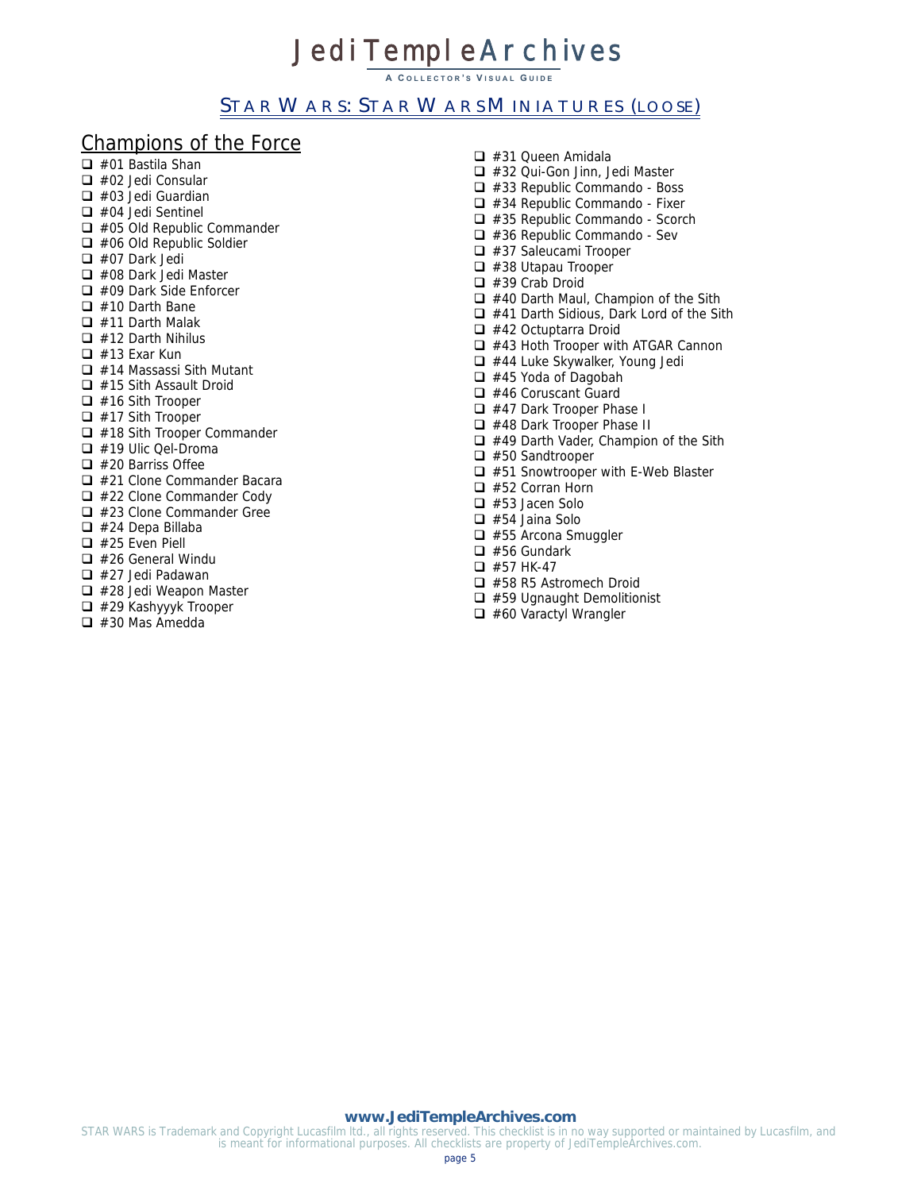## Champions of the Force

- ❑ #01 Bastila Shan
- ❑ #02 Jedi Consular
- ❑ #03 Jedi Guardian
- ❑ #04 Jedi Sentinel
- ❑ #05 Old Republic Commander
- ❑ #06 Old Republic Soldier
- ❑ #07 Dark Jedi
- ❑ #08 Dark Jedi Master
- ❑ #09 Dark Side Enforcer
- ❑ #10 Darth Bane
- ❑ #11 Darth Malak
- ❑ #12 Darth Nihilus
- ❑ #13 Exar Kun
- ❑ #14 Massassi Sith Mutant
- ❑ #15 Sith Assault Droid
- ❑ #16 Sith Trooper
- ❑ #17 Sith Trooper
- ❑ #18 Sith Trooper Commander
- ❑ #19 Ulic Qel-Droma
- ❑ #20 Barriss Offee
- ❑ #21 Clone Commander Bacara
- ❑ #22 Clone Commander Cody
- ❑ #23 Clone Commander Gree
- ❑ #24 Depa Billaba
- ❑ #25 Even Piell
- ❑ #26 General Windu
- ❑ #27 Jedi Padawan
- ❑ #28 Jedi Weapon Master
- ❑ #29 Kashyyyk Trooper
- ❑ #30 Mas Amedda
- ❑ #31 Queen Amidala
- ❑ #32 Qui-Gon Jinn, Jedi Master
- ❑ #33 Republic Commando - Boss
- ❑ #34 Republic Commando - Fixer
- ❑ #35 Republic Commando - Scorch
- ❑ #36 Republic Commando - Sev
- ❑ #37 Saleucami Trooper
- ❑ #38 Utapau Trooper
- ❑ #39 Crab Droid
- ❑ #40 Darth Maul, Champion of the Sith
- ❑ #41 Darth Sidious, Dark Lord of the Sith
- ❑ #42 Octuptarra Droid
- ❑ #43 Hoth Trooper with ATGAR Cannon
- ❑ #44 Luke Skywalker, Young Jedi
- ❑ #45 Yoda of Dagobah
- ❑ #46 Coruscant Guard
- ❑ #47 Dark Trooper Phase I
- ❑ #48 Dark Trooper Phase II
- ❑ #49 Darth Vader, Champion of the Sith
- ❑ #50 Sandtrooper
- ❑ #51 Snowtrooper with E-Web Blaster
- ❑ #52 Corran Horn
- ❑ #53 Jacen Solo
- ❑ #54 Jaina Solo
- ❑ #55 Arcona Smuggler
- ❑ #56 Gundark
- ❑ #57 HK-47
- ❑ #58 R5 Astromech Droid
- ❑ #59 Ugnaught Demolitionist
- ❑ #60 Varactyl Wrangler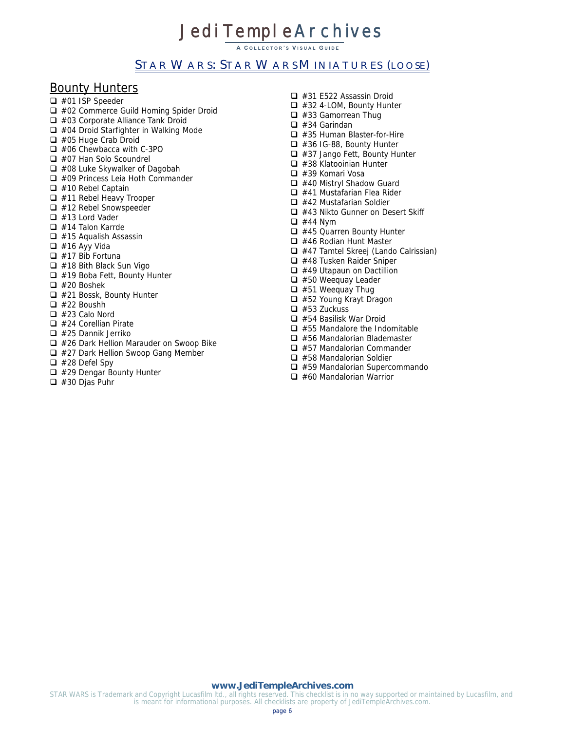## Bounty Hunters

- ❑ #01 ISP Speeder
- ❑ #02 Commerce Guild Homing Spider Droid
- ❑ #03 Corporate Alliance Tank Droid
- ❑ #04 Droid Starfighter in Walking Mode
- ❑ #05 Huge Crab Droid
- ❑ #06 Chewbacca with C-3PO
- ❑ #07 Han Solo Scoundrel
- ❑ #08 Luke Skywalker of Dagobah
- ❑ #09 Princess Leia Hoth Commander
- ❑ #10 Rebel Captain
- ❑ #11 Rebel Heavy Trooper
- ❑ #12 Rebel Snowspeeder
- ❑ #13 Lord Vader
- ❑ #14 Talon Karrde
- ❑ #15 Aqualish Assassin
- ❑ #16 Ayy Vida
- ❑ #17 Bib Fortuna
- ❑ #18 Bith Black Sun Vigo
- ❑ #19 Boba Fett, Bounty Hunter
- ❑ #20 Boshek
- ❑ #21 Bossk, Bounty Hunter
- ❑ #22 Boushh
- ❑ #23 Calo Nord
- ❑ #24 Corellian Pirate
- ❑ #25 Dannik Jerriko
- ❑ #26 Dark Hellion Marauder on Swoop Bike
- ❑ #27 Dark Hellion Swoop Gang Member
- ❑ #28 Defel Spy
- ❑ #29 Dengar Bounty Hunter
- ❑ #30 Djas Puhr
- ❑ #31 E522 Assassin Droid
- ❑ #32 4-LOM, Bounty Hunter
- ❑ #33 Gamorrean Thug
- ❑ #34 Garindan
- ❑ #35 Human Blaster-for-Hire
- ❑ #36 IG-88, Bounty Hunter
- ❑ #37 Jango Fett, Bounty Hunter
- ❑ #38 Klatooinian Hunter
- ❑ #39 Komari Vosa
- ❑ #40 Mistryl Shadow Guard
- ❑ #41 Mustafarian Flea Rider
- ❑ #42 Mustafarian Soldier
- ❑ #43 Nikto Gunner on Desert Skiff
- ❑ #44 Nym
- ❑ #45 Quarren Bounty Hunter
- ❑ #46 Rodian Hunt Master
- ❑ #47 Tamtel Skreej (Lando Calrissian)
- ❑ #48 Tusken Raider Sniper
- ❑ #49 Utapaun on Dactillion
- ❑ #50 Weequay Leader
- ❑ #51 Weequay Thug
- ❑ #52 Young Krayt Dragon
- ❑ #53 Zuckuss
- ❑ #54 Basilisk War Droid
- ❑ #55 Mandalore the Indomitable
- ❑ #56 Mandalorian Blademaster
- ❑ #57 Mandalorian Commander
- ❑ #58 Mandalorian Soldier
- ❑ #59 Mandalorian Supercommando
- ❑ #60 Mandalorian Warrior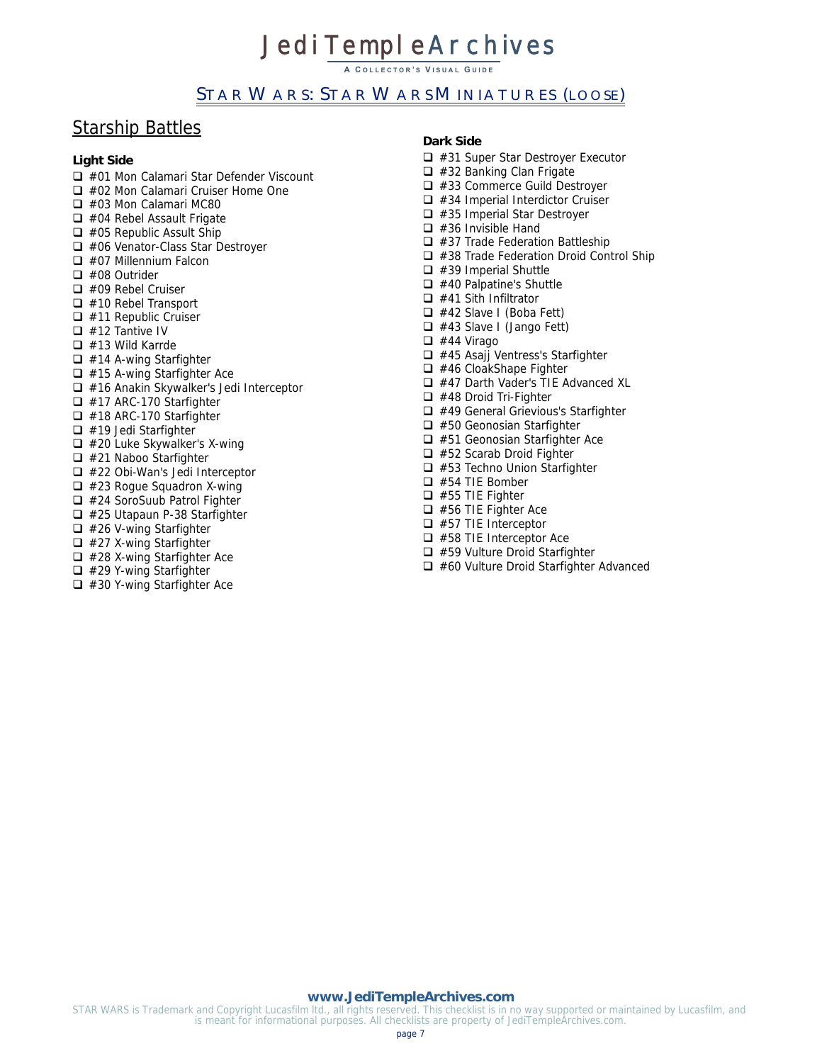## Starship Battles

**Light Side**

- ❑ #01 Mon Calamari Star Defender Viscount
- ❑ #02 Mon Calamari Cruiser Home One
- ❑ #03 Mon Calamari MC80
- ❑ #04 Rebel Assault Frigate
- ❑ #05 Republic Assult Ship
- ❑ #06 Venator-Class Star Destroyer
- ❑ #07 Millennium Falcon
- ❑ #08 Outrider
- ❑ #09 Rebel Cruiser
- ❑ #10 Rebel Transport
- ❑ #11 Republic Cruiser
- ❑ #12 Tantive IV
- ❑ #13 Wild Karrde
- ❑ #14 A-wing Starfighter
- ❑ #15 A-wing Starfighter Ace
- ❑ #16 Anakin Skywalker's Jedi Interceptor
- ❑ #17 ARC-170 Starfighter
- ❑ #18 ARC-170 Starfighter
- ❑ #19 Jedi Starfighter
- ❑ #20 Luke Skywalker's X-wing
- ❑ #21 Naboo Starfighter
- ❑ #22 Obi-Wan's Jedi Interceptor
- ❑ #23 Rogue Squadron X-wing
- ❑ #24 SoroSuub Patrol Fighter
- ❑ #25 Utapaun P-38 Starfighter
- ❑ #26 V-wing Starfighter
- ❑ #27 X-wing Starfighter
- ❑ #28 X-wing Starfighter Ace
- ❑ #29 Y-wing Starfighter
- ❑ #30 Y-wing Starfighter Ace

**Dark Side**

- ❑ #31 Super Star Destroyer Executor
- ❑ #32 Banking Clan Frigate
- ❑ #33 Commerce Guild Destroyer
- ❑ #34 Imperial Interdictor Cruiser
- ❑ #35 Imperial Star Destroyer
- ❑ #36 Invisible Hand
- ❑ #37 Trade Federation Battleship
- ❑ #38 Trade Federation Droid Control Ship
- ❑ #39 Imperial Shuttle
- ❑ #40 Palpatine's Shuttle
- ❑ #41 Sith Infiltrator
- ❑ #42 Slave I (Boba Fett)
- ❑ #43 Slave I (Jango Fett)
- ❑ #44 Virago
- ❑ #45 Asajj Ventress's Starfighter
- ❑ #46 CloakShape Fighter
- ❑ #47 Darth Vader's TIE Advanced XL
- ❑ #48 Droid Tri-Fighter
- ❑ #49 General Grievious's Starfighter
- ❑ #50 Geonosian Starfighter
- ❑ #51 Geonosian Starfighter Ace
- ❑ #52 Scarab Droid Fighter
- ❑ #53 Techno Union Starfighter
- ❑ #54 TIE Bomber
- ❑ #55 TIE Fighter
- ❑ #56 TIE Fighter Ace
- ❑ #57 TIE Interceptor
- ❑ #58 TIE Interceptor Ace
- ❑ #59 Vulture Droid Starfighter
- ❑ #60 Vulture Droid Starfighter Advanced